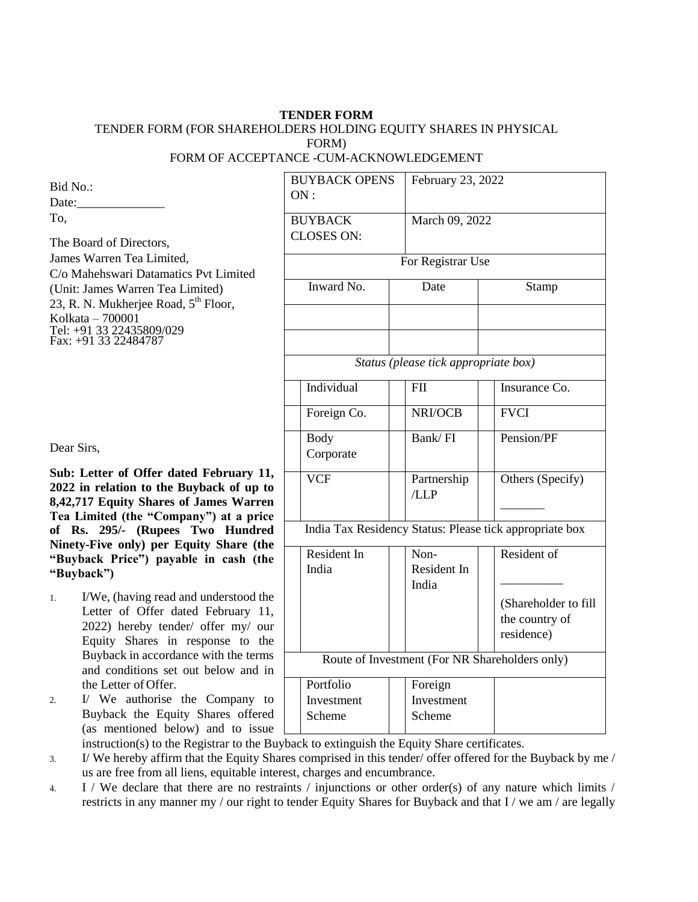# TENDER FORM

TENDER FORM (FOR SHAREHOLDERS HOLDING EQUITY SHARES IN PHYSICAL FORM)

FORM OF ACCEPTANCE -CUM-ACKNOWLEDGEMENT

Bid No.:

Date:______________

To,

The Board of Directors,
James Warren Tea Limited,
C/o Mahehswari Datamatics Pvt Limited
(Unit: James Warren Tea Limited)
23, R. N. Mukherjee Road, 5th Floor,
Kolkata – 700001
Tel: +91 33 22435809/029
Fax: +91 33 22484787

| BUYBACK OPENS ON : | February 23, 2022 | |
|---|---|---|
| BUYBACK CLOSES ON: | March 09, 2022 | |
| For Registrar Use | | |
| Inward No. | Date | Stamp |
| | | |
| | | |

*Status (please tick appropriate box)*

| | | | | | |
|---|---|---|---|---|---|
| | Individual | | FII | | Insurance Co. |
| | Foreign Co. | | NRI/OCB | | FVCI |
| | Body Corporate | | Bank/ FI | | Pension/PF |
| | VCF | | Partnership /LLP | | Others (Specify) _______ |

India Tax Residency Status: Please tick appropriate box

| | | | | | |
|---|---|---|---|---|---|
| | Resident In India | | Non-Resident In India | | Resident of __________ (Shareholder to fill the country of residence) |

Route of Investment (For NR Shareholders only)

| | | | | |
|---|---|---|---|---|
| | Portfolio Investment Scheme | | Foreign Investment Scheme | |

Dear Sirs,

**Sub: Letter of Offer dated February 11, 2022 in relation to the Buyback of up to 8,42,717 Equity Shares of James Warren Tea Limited (the "Company") at a price of Rs. 295/- (Rupees Two Hundred Ninety-Five only) per Equity Share (the "Buyback Price") payable in cash (the "Buyback")**

1. I/We, (having read and understood the Letter of Offer dated February 11, 2022) hereby tender/ offer my/ our Equity Shares in response to the Buyback in accordance with the terms and conditions set out below and in the Letter of Offer.
2. I/ We authorise the Company to Buyback the Equity Shares offered (as mentioned below) and to issue instruction(s) to the Registrar to the Buyback to extinguish the Equity Share certificates.
3. I/ We hereby affirm that the Equity Shares comprised in this tender/ offer offered for the Buyback by me / us are free from all liens, equitable interest, charges and encumbrance.
4. I / We declare that there are no restraints / injunctions or other order(s) of any nature which limits / restricts in any manner my / our right to tender Equity Shares for Buyback and that I / we am / are legally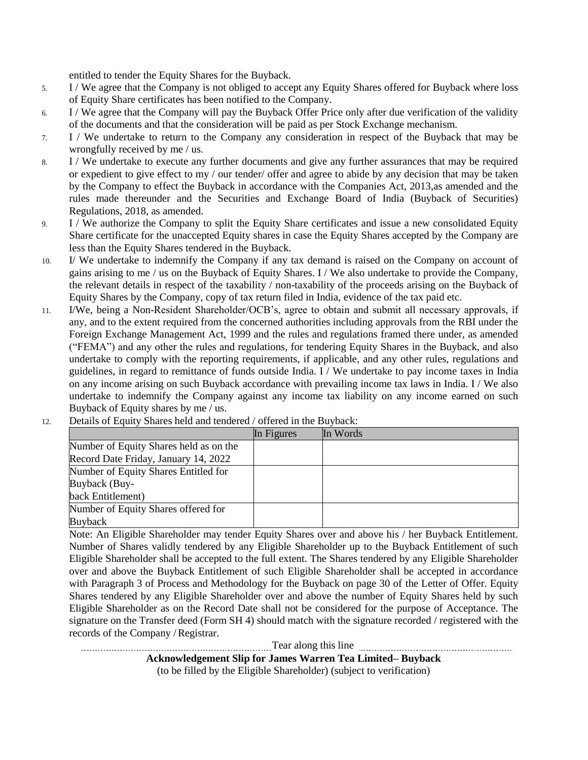entitled to tender the Equity Shares for the Buyback.

5. I / We agree that the Company is not obliged to accept any Equity Shares offered for Buyback where loss of Equity Share certificates has been notified to the Company.
6. I / We agree that the Company will pay the Buyback Offer Price only after due verification of the validity of the documents and that the consideration will be paid as per Stock Exchange mechanism.
7. I / We undertake to return to the Company any consideration in respect of the Buyback that may be wrongfully received by me / us.
8. I / We undertake to execute any further documents and give any further assurances that may be required or expedient to give effect to my / our tender/ offer and agree to abide by any decision that may be taken by the Company to effect the Buyback in accordance with the Companies Act, 2013,as amended and the rules made thereunder and the Securities and Exchange Board of India (Buyback of Securities) Regulations, 2018, as amended.
9. I / We authorize the Company to split the Equity Share certificates and issue a new consolidated Equity Share certificate for the unaccepted Equity shares in case the Equity Shares accepted by the Company are less than the Equity Shares tendered in the Buyback.
10. I/ We undertake to indemnify the Company if any tax demand is raised on the Company on account of gains arising to me / us on the Buyback of Equity Shares. I / We also undertake to provide the Company, the relevant details in respect of the taxability / non-taxability of the proceeds arising on the Buyback of Equity Shares by the Company, copy of tax return filed in India, evidence of the tax paid etc.
11. I/We, being a Non-Resident Shareholder/OCB's, agree to obtain and submit all necessary approvals, if any, and to the extent required from the concerned authorities including approvals from the RBI under the Foreign Exchange Management Act, 1999 and the rules and regulations framed there under, as amended ("FEMA") and any other the rules and regulations, for tendering Equity Shares in the Buyback, and also undertake to comply with the reporting requirements, if applicable, and any other rules, regulations and guidelines, in regard to remittance of funds outside India. I / We undertake to pay income taxes in India on any income arising on such Buyback accordance with prevailing income tax laws in India. I / We also undertake to indemnify the Company against any income tax liability on any income earned on such Buyback of Equity shares by me / us.
12. Details of Equity Shares held and tendered / offered in the Buyback:

| | In Figures | In Words |
|---|---|---|
| Number of Equity Shares held as on the Record Date Friday, January 14, 2022 | | |
| Number of Equity Shares Entitled for Buyback (Buy-back Entitlement) | | |
| Number of Equity Shares offered for Buyback | | |

Note: An Eligible Shareholder may tender Equity Shares over and above his / her Buyback Entitlement. Number of Shares validly tendered by any Eligible Shareholder up to the Buyback Entitlement of such Eligible Shareholder shall be accepted to the full extent. The Shares tendered by any Eligible Shareholder over and above the Buyback Entitlement of such Eligible Shareholder shall be accepted in accordance with Paragraph 3 of Process and Methodology for the Buyback on page 30 of the Letter of Offer. Equity Shares tendered by any Eligible Shareholder over and above the number of Equity Shares held by such Eligible Shareholder as on the Record Date shall not be considered for the purpose of Acceptance. The signature on the Transfer deed (Form SH 4) should match with the signature recorded / registered with the records of the Company / Registrar.

Tear along this line

**Acknowledgement Slip for James Warren Tea Limited– Buyback**

(to be filled by the Eligible Shareholder) (subject to verification)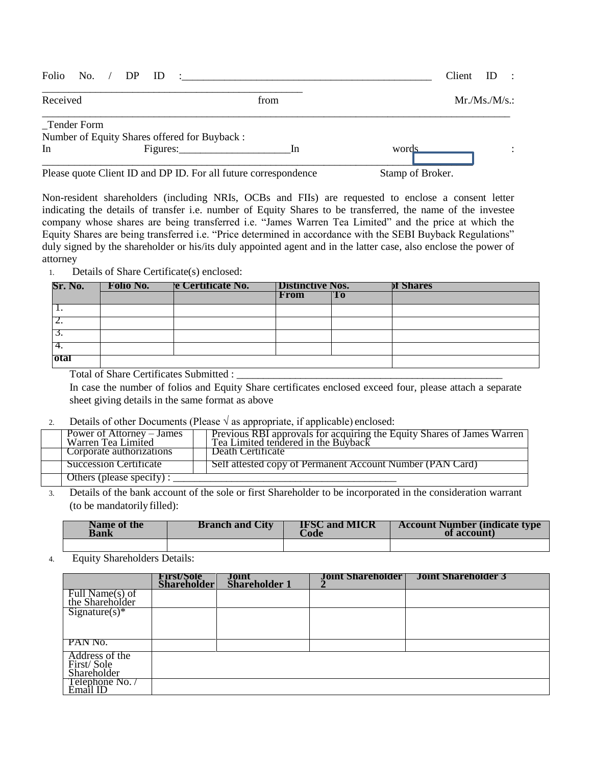Folio No. / DP ID :_______________________________________________ Client ID : _________________________________________________

Received from Mr./Ms./M/s.: ________________________________________________________________________________________

_Tender Form

Number of Equity Shares offered for Buyback :

In Figures:_____________________In words_____________ :

________________________________________________________________________

Please quote Client ID and DP ID. For all future correspondence Stamp of Broker.

Non-resident shareholders (including NRIs, OCBs and FIIs) are requested to enclose a consent letter indicating the details of transfer i.e. number of Equity Shares to be transferred, the name of the investee company whose shares are being transferred i.e. "James Warren Tea Limited" and the price at which the Equity Shares are being transferred i.e. "Price determined in accordance with the SEBI Buyback Regulations" duly signed by the shareholder or his/its duly appointed agent and in the latter case, also enclose the power of attorney

1. Details of Share Certificate(s) enclosed:

| Sr. No. | Folio No. | e Certificate No. | Distinctive Nos. | | of Shares |
|---|---|---|---|---|---|
| | | | From | To | |
| 1. | | | | | |
| 2. | | | | | |
| 3. | | | | | |
| 4. | | | | | |
| otal | | | | | |

Total of Share Certificates Submitted : ___________________________________________________

In case the number of folios and Equity Share certificates enclosed exceed four, please attach a separate sheet giving details in the same format as above

2. Details of other Documents (Please √ as appropriate, if applicable) enclosed:

| | | | |
|---|---|---|---|
| | Power of Attorney – James Warren Tea Limited | | Previous RBI approvals for acquiring the Equity Shares of James Warren Tea Limited tendered in the Buyback |
| | Corporate authorizations | | Death Certificate |
| | Succession Certificate | | Self attested copy of Permanent Account Number (PAN Card) |
| | Others (please specify) : ___________________________________________ | | |

3. Details of the bank account of the sole or first Shareholder to be incorporated in the consideration warrant (to be mandatorily filled):

| Name of the Bank | Branch and City | IFSC and MICR Code | Account Number (indicate type of account) |
|---|---|---|---|
| | | | |

4. Equity Shareholders Details:

| | First/Sole Shareholder | Joint Shareholder 1 | Joint Shareholder 2 | Joint Shareholder 3 |
|---|---|---|---|---|
| Full Name(s) of the Shareholder | | | | |
| Signature(s)* | | | | |
| PAN No. | | | | |
| Address of the First/ Sole Shareholder | | | | |
| Telephone No. / Email ID | | | | |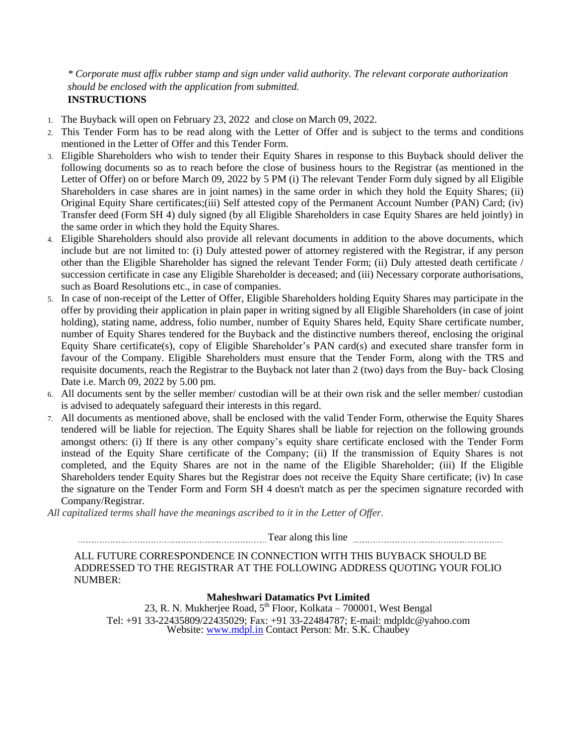*\* Corporate must affix rubber stamp and sign under valid authority. The relevant corporate authorization should be enclosed with the application from submitted.*

**INSTRUCTIONS**

1. The Buyback will open on February 23, 2022 and close on March 09, 2022.
2. This Tender Form has to be read along with the Letter of Offer and is subject to the terms and conditions mentioned in the Letter of Offer and this Tender Form.
3. Eligible Shareholders who wish to tender their Equity Shares in response to this Buyback should deliver the following documents so as to reach before the close of business hours to the Registrar (as mentioned in the Letter of Offer) on or before March 09, 2022 by 5 PM (i) The relevant Tender Form duly signed by all Eligible Shareholders in case shares are in joint names) in the same order in which they hold the Equity Shares; (ii) Original Equity Share certificates;(iii) Self attested copy of the Permanent Account Number (PAN) Card; (iv) Transfer deed (Form SH 4) duly signed (by all Eligible Shareholders in case Equity Shares are held jointly) in the same order in which they hold the Equity Shares.
4. Eligible Shareholders should also provide all relevant documents in addition to the above documents, which include but are not limited to: (i) Duly attested power of attorney registered with the Registrar, if any person other than the Eligible Shareholder has signed the relevant Tender Form; (ii) Duly attested death certificate / succession certificate in case any Eligible Shareholder is deceased; and (iii) Necessary corporate authorisations, such as Board Resolutions etc., in case of companies.
5. In case of non-receipt of the Letter of Offer, Eligible Shareholders holding Equity Shares may participate in the offer by providing their application in plain paper in writing signed by all Eligible Shareholders (in case of joint holding), stating name, address, folio number, number of Equity Shares held, Equity Share certificate number, number of Equity Shares tendered for the Buyback and the distinctive numbers thereof, enclosing the original Equity Share certificate(s), copy of Eligible Shareholder's PAN card(s) and executed share transfer form in favour of the Company. Eligible Shareholders must ensure that the Tender Form, along with the TRS and requisite documents, reach the Registrar to the Buyback not later than 2 (two) days from the Buy- back Closing Date i.e. March 09, 2022 by 5.00 pm.
6. All documents sent by the seller member/ custodian will be at their own risk and the seller member/ custodian is advised to adequately safeguard their interests in this regard.
7. All documents as mentioned above, shall be enclosed with the valid Tender Form, otherwise the Equity Shares tendered will be liable for rejection. The Equity Shares shall be liable for rejection on the following grounds amongst others: (i) If there is any other company's equity share certificate enclosed with the Tender Form instead of the Equity Share certificate of the Company; (ii) If the transmission of Equity Shares is not completed, and the Equity Shares are not in the name of the Eligible Shareholder; (iii) If the Eligible Shareholders tender Equity Shares but the Registrar does not receive the Equity Share certificate; (iv) In case the signature on the Tender Form and Form SH 4 doesn't match as per the specimen signature recorded with Company/Registrar.

*All capitalized terms shall have the meanings ascribed to it in the Letter of Offer.*

Tear along this line

ALL FUTURE CORRESPONDENCE IN CONNECTION WITH THIS BUYBACK SHOULD BE ADDRESSED TO THE REGISTRAR AT THE FOLLOWING ADDRESS QUOTING YOUR FOLIO NUMBER:

**Maheshwari Datamatics Pvt Limited**

23, R. N. Mukherjee Road, 5th Floor, Kolkata – 700001, West Bengal

Tel: +91 33-22435809/22435029; Fax: +91 33-22484787; E-mail: mdpldc@yahoo.com

Website: www.mdpl.in Contact Person: Mr. S.K. Chaubey